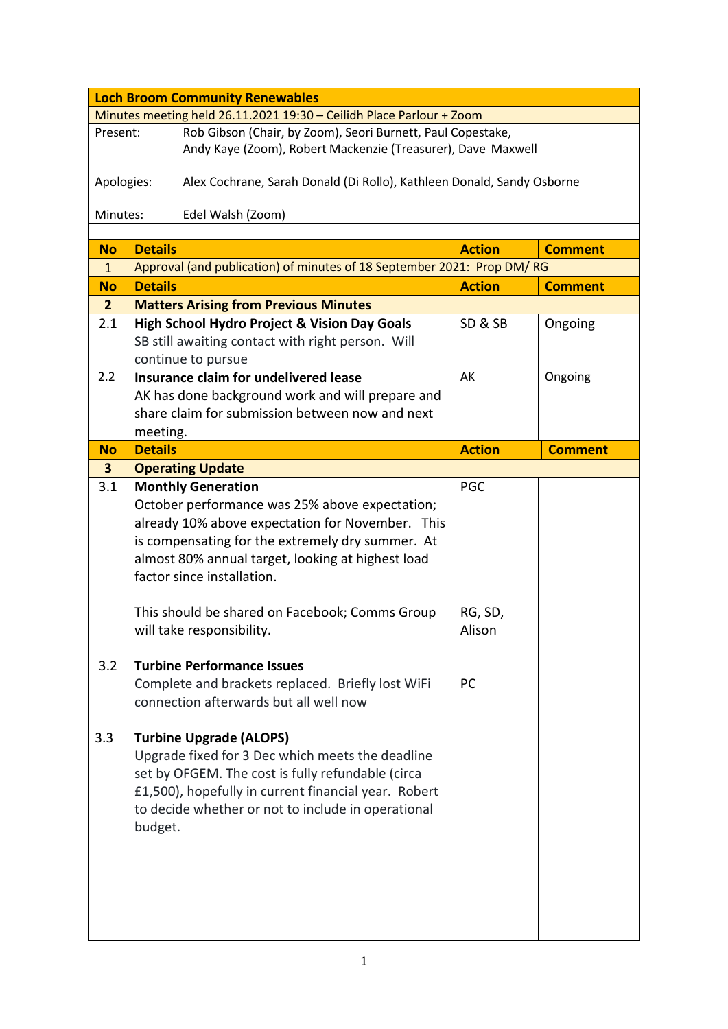| Loch Broom Community Renewables | | | |
|---|---|---|---|
| Minutes meeting held 26.11.2021 19:30 – Ceilidh Place Parlour + Zoom | | | |
| Present: Rob Gibson (Chair, by Zoom), Seori Burnett, Paul Copestake, Andy Kaye (Zoom), Robert Mackenzie (Treasurer), Dave Maxwell | | | |
| Apologies: Alex Cochrane, Sarah Donald (Di Rollo), Kathleen Donald, Sandy Osborne | | | |
| Minutes: Edel Walsh (Zoom) | | | |

| No | Details | Action | Comment |
|---|---|---|---|
| 1 | Approval (and publication) of minutes of 18 September 2021: Prop DM/ RG | | |
| **No** | **Details** | **Action** | **Comment** |
| **2** | **Matters Arising from Previous Minutes** | | |
| 2.1 | **High School Hydro Project & Vision Day Goals**<br>SB still awaiting contact with right person. Will continue to pursue | SD & SB | Ongoing |
| 2.2 | **Insurance claim for undelivered lease**<br>AK has done background work and will prepare and share claim for submission between now and next meeting. | AK | Ongoing |
| **No** | **Details** | **Action** | **Comment** |
| **3** | **Operating Update** | | |
| 3.1 | **Monthly Generation**<br>October performance was 25% above expectation; already 10% above expectation for November. This is compensating for the extremely dry summer. At almost 80% annual target, looking at highest load factor since installation. | PGC | |
| | This should be shared on Facebook; Comms Group will take responsibility. | RG, SD, Alison | |
| 3.2 | **Turbine Performance Issues**<br>Complete and brackets replaced. Briefly lost WiFi connection afterwards but all well now | PC | |
| 3.3 | **Turbine Upgrade (ALOPS)**<br>Upgrade fixed for 3 Dec which meets the deadline set by OFGEM. The cost is fully refundable (circa £1,500), hopefully in current financial year. Robert to decide whether or not to include in operational budget. | | |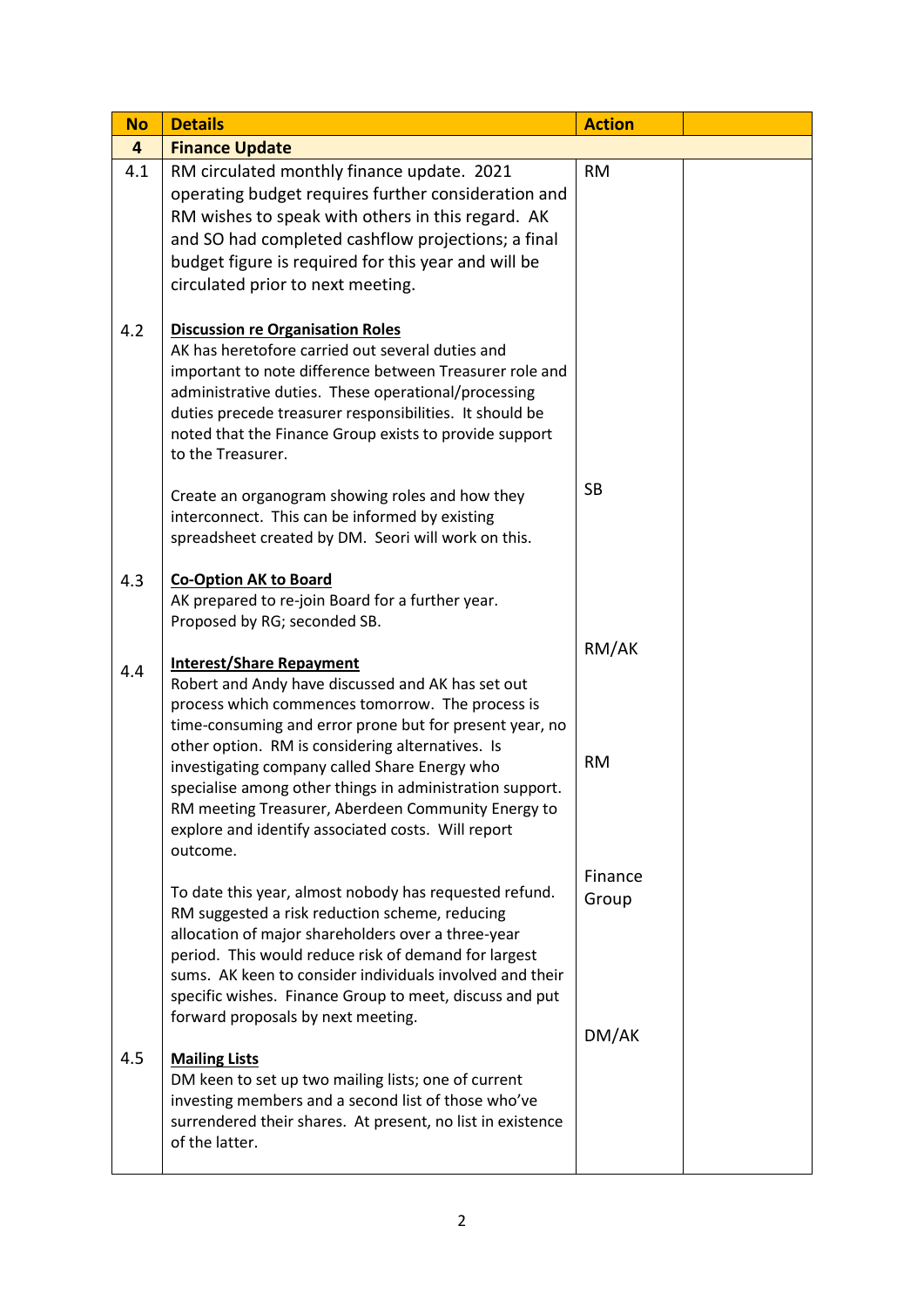| No | Details | Action | |
|---|---|---|---|
| **4** | **Finance Update** | | |
| 4.1 | RM circulated monthly finance update. 2021 operating budget requires further consideration and RM wishes to speak with others in this regard. AK and SO had completed cashflow projections; a final budget figure is required for this year and will be circulated prior to next meeting. | RM | |
| 4.2 | **Discussion re Organisation Roles**<br>AK has heretofore carried out several duties and important to note difference between Treasurer role and administrative duties. These operational/processing duties precede treasurer responsibilities. It should be noted that the Finance Group exists to provide support to the Treasurer. | | |
| | Create an organogram showing roles and how they interconnect. This can be informed by existing spreadsheet created by DM. Seori will work on this. | SB | |
| 4.3 | **Co-Option AK to Board**<br>AK prepared to re-join Board for a further year. Proposed by RG; seconded SB. | | |
| 4.4 | **Interest/Share Repayment**<br>Robert and Andy have discussed and AK has set out process which commences tomorrow. The process is time-consuming and error prone but for present year, no other option. RM is considering alternatives. Is investigating company called Share Energy who specialise among other things in administration support. RM meeting Treasurer, Aberdeen Community Energy to explore and identify associated costs. Will report outcome. | RM/AK<br><br>RM | |
| | To date this year, almost nobody has requested refund. RM suggested a risk reduction scheme, reducing allocation of major shareholders over a three-year period. This would reduce risk of demand for largest sums. AK keen to consider individuals involved and their specific wishes. Finance Group to meet, discuss and put forward proposals by next meeting. | Finance Group | |
| 4.5 | **Mailing Lists**<br>DM keen to set up two mailing lists; one of current investing members and a second list of those who've surrendered their shares. At present, no list in existence of the latter. | DM/AK | |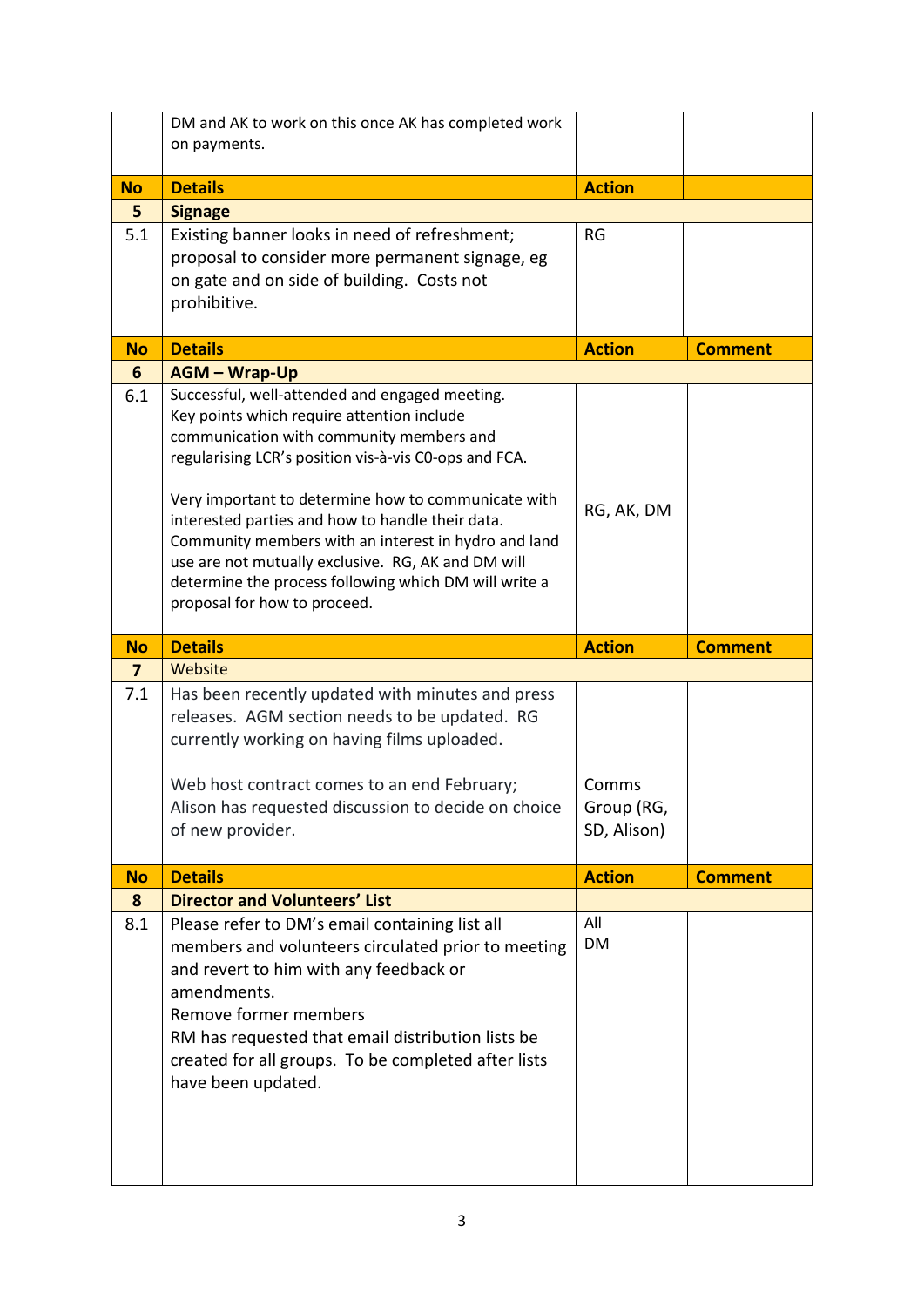| | DM and AK to work on this once AK has completed work on payments. | | |
|---|---|---|---|
| **No** | **Details** | **Action** | |
| **5** | **Signage** | | |
| 5.1 | Existing banner looks in need of refreshment; proposal to consider more permanent signage, eg on gate and on side of building. Costs not prohibitive. | RG | |
| **No** | **Details** | **Action** | **Comment** |
| **6** | **AGM – Wrap-Up** | | |
| 6.1 | Successful, well-attended and engaged meeting. Key points which require attention include communication with community members and regularising LCR's position vis-à-vis C0-ops and FCA.<br><br>Very important to determine how to communicate with interested parties and how to handle their data. Community members with an interest in hydro and land use are not mutually exclusive. RG, AK and DM will determine the process following which DM will write a proposal for how to proceed. | RG, AK, DM | |
| **No** | **Details** | **Action** | **Comment** |
| **7** | Website | | |
| 7.1 | Has been recently updated with minutes and press releases. AGM section needs to be updated. RG currently working on having films uploaded.<br><br>Web host contract comes to an end February; Alison has requested discussion to decide on choice of new provider. | Comms Group (RG, SD, Alison) | |
| **No** | **Details** | **Action** | **Comment** |
| **8** | **Director and Volunteers' List** | | |
| 8.1 | Please refer to DM's email containing list all members and volunteers circulated prior to meeting and revert to him with any feedback or amendments.<br>Remove former members<br>RM has requested that email distribution lists be created for all groups. To be completed after lists have been updated. | All<br>DM | |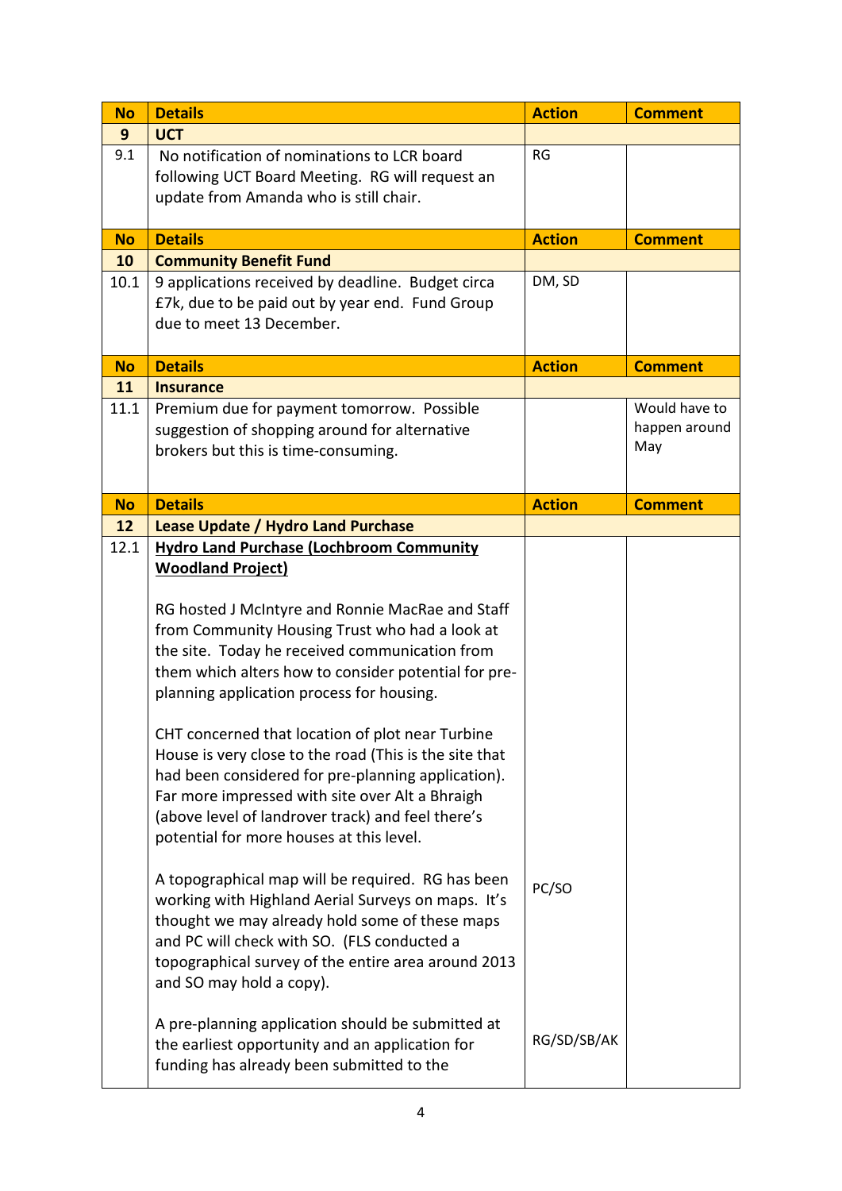| No | Details | Action | Comment |
|---|---|---|---|
| **9** | **UCT** | | |
| 9.1 | No notification of nominations to LCR board following UCT Board Meeting. RG will request an update from Amanda who is still chair. | RG | |
| **No** | **Details** | **Action** | **Comment** |
| **10** | **Community Benefit Fund** | | |
| 10.1 | 9 applications received by deadline. Budget circa £7k, due to be paid out by year end. Fund Group due to meet 13 December. | DM, SD | |
| **No** | **Details** | **Action** | **Comment** |
| **11** | **Insurance** | | |
| 11.1 | Premium due for payment tomorrow. Possible suggestion of shopping around for alternative brokers but this is time-consuming. | | Would have to happen around May |
| **No** | **Details** | **Action** | **Comment** |
| **12** | **Lease Update / Hydro Land Purchase** | | |
| 12.1 | **Hydro Land Purchase (Lochbroom Community Woodland Project)**<br><br>RG hosted J McIntyre and Ronnie MacRae and Staff from Community Housing Trust who had a look at the site. Today he received communication from them which alters how to consider potential for pre-planning application process for housing.<br><br>CHT concerned that location of plot near Turbine House is very close to the road (This is the site that had been considered for pre-planning application). Far more impressed with site over Alt a Bhraigh (above level of landrover track) and feel there's potential for more houses at this level.<br><br>A topographical map will be required. RG has been working with Highland Aerial Surveys on maps. It's thought we may already hold some of these maps and PC will check with SO. (FLS conducted a topographical survey of the entire area around 2013 and SO may hold a copy).<br><br>A pre-planning application should be submitted at the earliest opportunity and an application for funding has already been submitted to the | PC/SO<br><br>RG/SD/SB/AK | |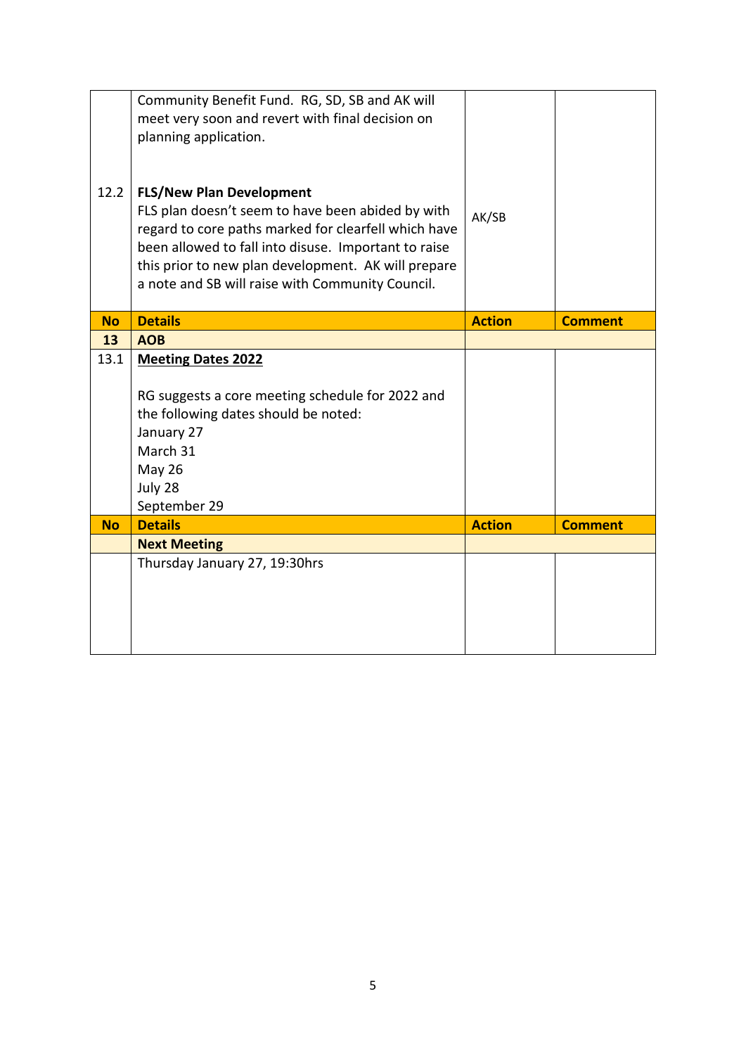| | | | |
|---|---|---|---|
| | Community Benefit Fund. RG, SD, SB and AK will meet very soon and revert with final decision on planning application. | | |
| 12.2 | **FLS/New Plan Development**<br>FLS plan doesn't seem to have been abided by with regard to core paths marked for clearfell which have been allowed to fall into disuse. Important to raise this prior to new plan development. AK will prepare a note and SB will raise with Community Council. | AK/SB | |
| **No** | **Details** | **Action** | **Comment** |
| **13** | **AOB** | | |
| 13.1 | **Meeting Dates 2022**<br><br>RG suggests a core meeting schedule for 2022 and the following dates should be noted:<br>January 27<br>March 31<br>May 26<br>July 28<br>September 29 | | |
| **No** | **Details** | **Action** | **Comment** |
| | **Next Meeting** | | |
| | Thursday January 27, 19:30hrs | | |